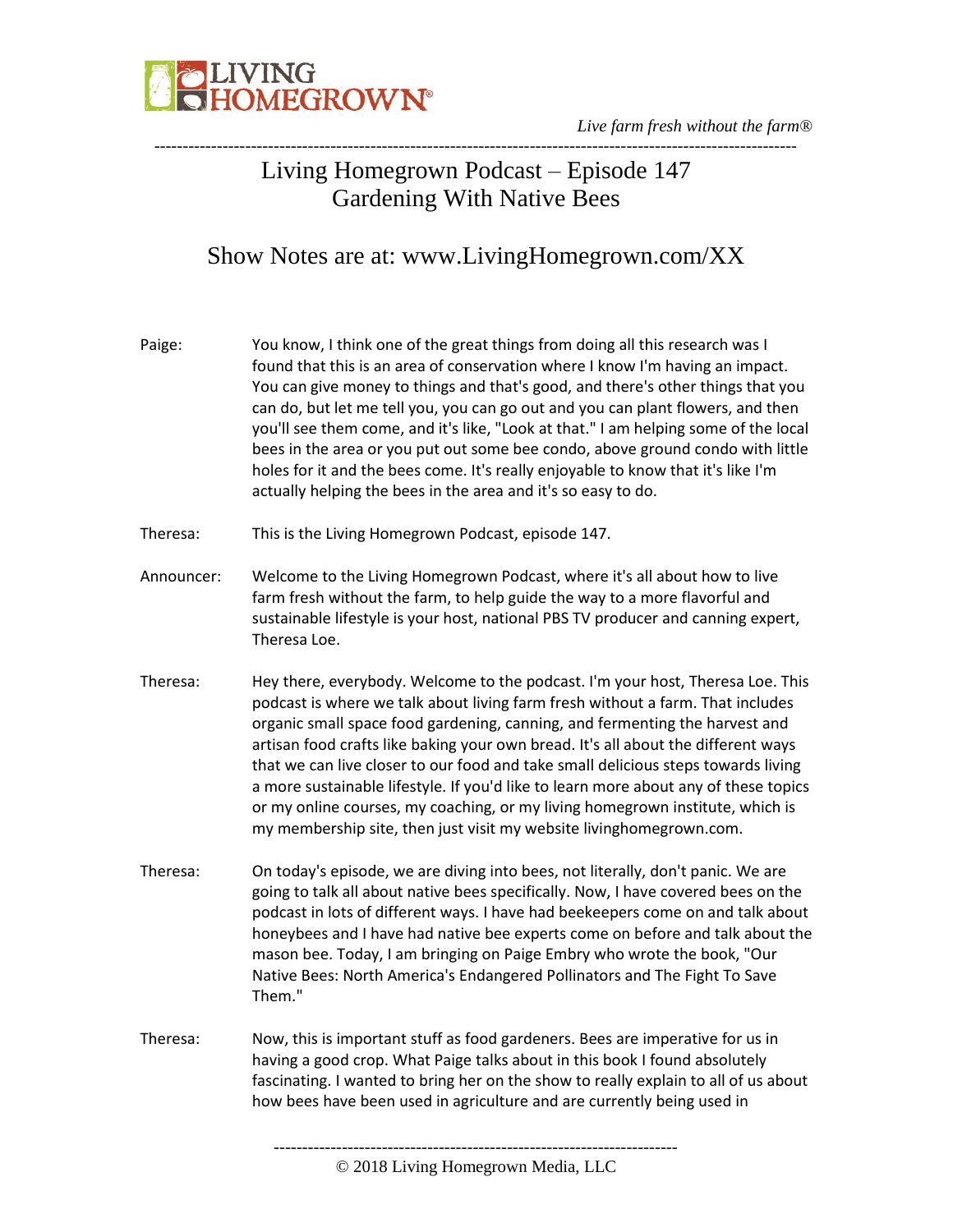# Living Homegrown Podcast – Episode 147
## Gardening With Native Bees

### Show Notes are at: www.LivingHomegrown.com/XX

Paige: You know, I think one of the great things from doing all this research was I found that this is an area of conservation where I know I'm having an impact. You can give money to things and that's good, and there's other things that you can do, but let me tell you, you can go out and you can plant flowers, and then you'll see them come, and it's like, "Look at that." I am helping some of the local bees in the area or you put out some bee condo, above ground condo with little holes for it and the bees come. It's really enjoyable to know that it's like I'm actually helping the bees in the area and it's so easy to do.

Theresa: This is the Living Homegrown Podcast, episode 147.

Announcer: Welcome to the Living Homegrown Podcast, where it's all about how to live farm fresh without the farm, to help guide the way to a more flavorful and sustainable lifestyle is your host, national PBS TV producer and canning expert, Theresa Loe.

Theresa: Hey there, everybody. Welcome to the podcast. I'm your host, Theresa Loe. This podcast is where we talk about living farm fresh without a farm. That includes organic small space food gardening, canning, and fermenting the harvest and artisan food crafts like baking your own bread. It's all about the different ways that we can live closer to our food and take small delicious steps towards living a more sustainable lifestyle. If you'd like to learn more about any of these topics or my online courses, my coaching, or my living homegrown institute, which is my membership site, then just visit my website livinghomegrown.com.

Theresa: On today's episode, we are diving into bees, not literally, don't panic. We are going to talk all about native bees specifically. Now, I have covered bees on the podcast in lots of different ways. I have had beekeepers come on and talk about honeybees and I have had native bee experts come on before and talk about the mason bee. Today, I am bringing on Paige Embry who wrote the book, "Our Native Bees: North America's Endangered Pollinators and The Fight To Save Them."

Theresa: Now, this is important stuff as food gardeners. Bees are imperative for us in having a good crop. What Paige talks about in this book I found absolutely fascinating. I wanted to bring her on the show to really explain to all of us about how bees have been used in agriculture and are currently being used in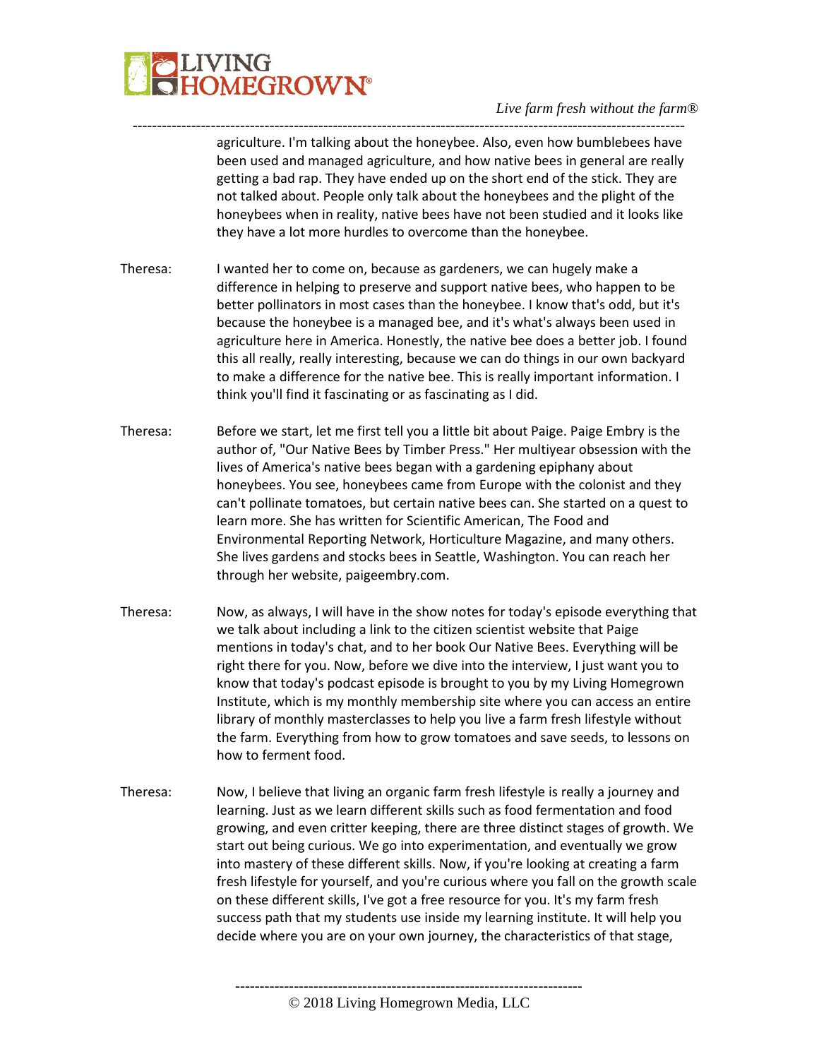agriculture. I'm talking about the honeybee. Also, even how bumblebees have been used and managed agriculture, and how native bees in general are really getting a bad rap. They have ended up on the short end of the stick. They are not talked about. People only talk about the honeybees and the plight of the honeybees when in reality, native bees have not been studied and it looks like they have a lot more hurdles to overcome than the honeybee.

Theresa: I wanted her to come on, because as gardeners, we can hugely make a difference in helping to preserve and support native bees, who happen to be better pollinators in most cases than the honeybee. I know that's odd, but it's because the honeybee is a managed bee, and it's what's always been used in agriculture here in America. Honestly, the native bee does a better job. I found this all really, really interesting, because we can do things in our own backyard to make a difference for the native bee. This is really important information. I think you'll find it fascinating or as fascinating as I did.

Theresa: Before we start, let me first tell you a little bit about Paige. Paige Embry is the author of, "Our Native Bees by Timber Press." Her multiyear obsession with the lives of America's native bees began with a gardening epiphany about honeybees. You see, honeybees came from Europe with the colonist and they can't pollinate tomatoes, but certain native bees can. She started on a quest to learn more. She has written for Scientific American, The Food and Environmental Reporting Network, Horticulture Magazine, and many others. She lives gardens and stocks bees in Seattle, Washington. You can reach her through her website, paigeembry.com.

Theresa: Now, as always, I will have in the show notes for today's episode everything that we talk about including a link to the citizen scientist website that Paige mentions in today's chat, and to her book Our Native Bees. Everything will be right there for you. Now, before we dive into the interview, I just want you to know that today's podcast episode is brought to you by my Living Homegrown Institute, which is my monthly membership site where you can access an entire library of monthly masterclasses to help you live a farm fresh lifestyle without the farm. Everything from how to grow tomatoes and save seeds, to lessons on how to ferment food.

Theresa: Now, I believe that living an organic farm fresh lifestyle is really a journey and learning. Just as we learn different skills such as food fermentation and food growing, and even critter keeping, there are three distinct stages of growth. We start out being curious. We go into experimentation, and eventually we grow into mastery of these different skills. Now, if you're looking at creating a farm fresh lifestyle for yourself, and you're curious where you fall on the growth scale on these different skills, I've got a free resource for you. It's my farm fresh success path that my students use inside my learning institute. It will help you decide where you are on your own journey, the characteristics of that stage,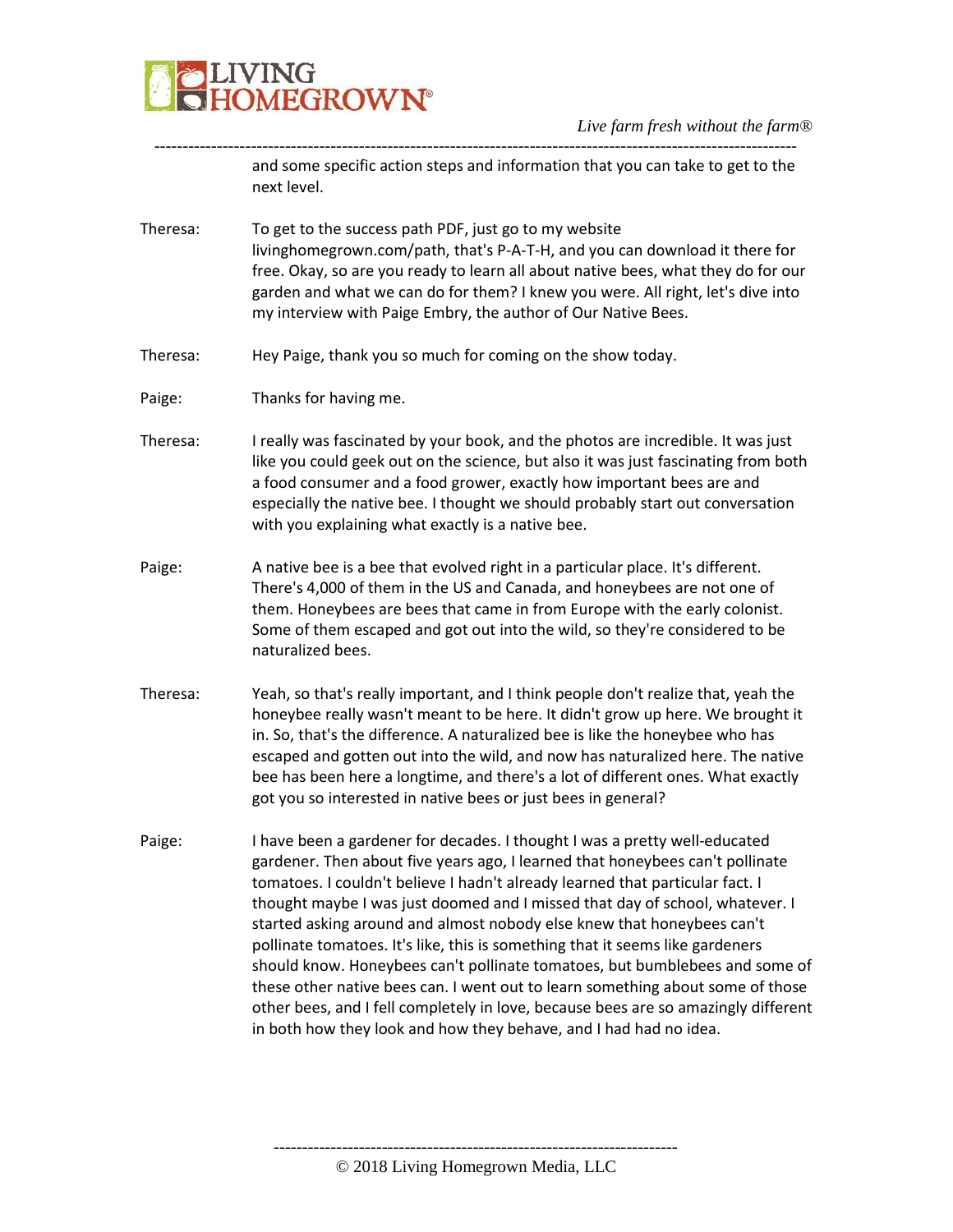and some specific action steps and information that you can take to get to the next level.

Theresa: To get to the success path PDF, just go to my website livinghomegrown.com/path, that's P-A-T-H, and you can download it there for free. Okay, so are you ready to learn all about native bees, what they do for our garden and what we can do for them? I knew you were. All right, let's dive into my interview with Paige Embry, the author of Our Native Bees.

Theresa: Hey Paige, thank you so much for coming on the show today.

Paige: Thanks for having me.

Theresa: I really was fascinated by your book, and the photos are incredible. It was just like you could geek out on the science, but also it was just fascinating from both a food consumer and a food grower, exactly how important bees are and especially the native bee. I thought we should probably start out conversation with you explaining what exactly is a native bee.

Paige: A native bee is a bee that evolved right in a particular place. It's different. There's 4,000 of them in the US and Canada, and honeybees are not one of them. Honeybees are bees that came in from Europe with the early colonist. Some of them escaped and got out into the wild, so they're considered to be naturalized bees.

Theresa: Yeah, so that's really important, and I think people don't realize that, yeah the honeybee really wasn't meant to be here. It didn't grow up here. We brought it in. So, that's the difference. A naturalized bee is like the honeybee who has escaped and gotten out into the wild, and now has naturalized here. The native bee has been here a longtime, and there's a lot of different ones. What exactly got you so interested in native bees or just bees in general?

Paige: I have been a gardener for decades. I thought I was a pretty well-educated gardener. Then about five years ago, I learned that honeybees can't pollinate tomatoes. I couldn't believe I hadn't already learned that particular fact. I thought maybe I was just doomed and I missed that day of school, whatever. I started asking around and almost nobody else knew that honeybees can't pollinate tomatoes. It's like, this is something that it seems like gardeners should know. Honeybees can't pollinate tomatoes, but bumblebees and some of these other native bees can. I went out to learn something about some of those other bees, and I fell completely in love, because bees are so amazingly different in both how they look and how they behave, and I had had no idea.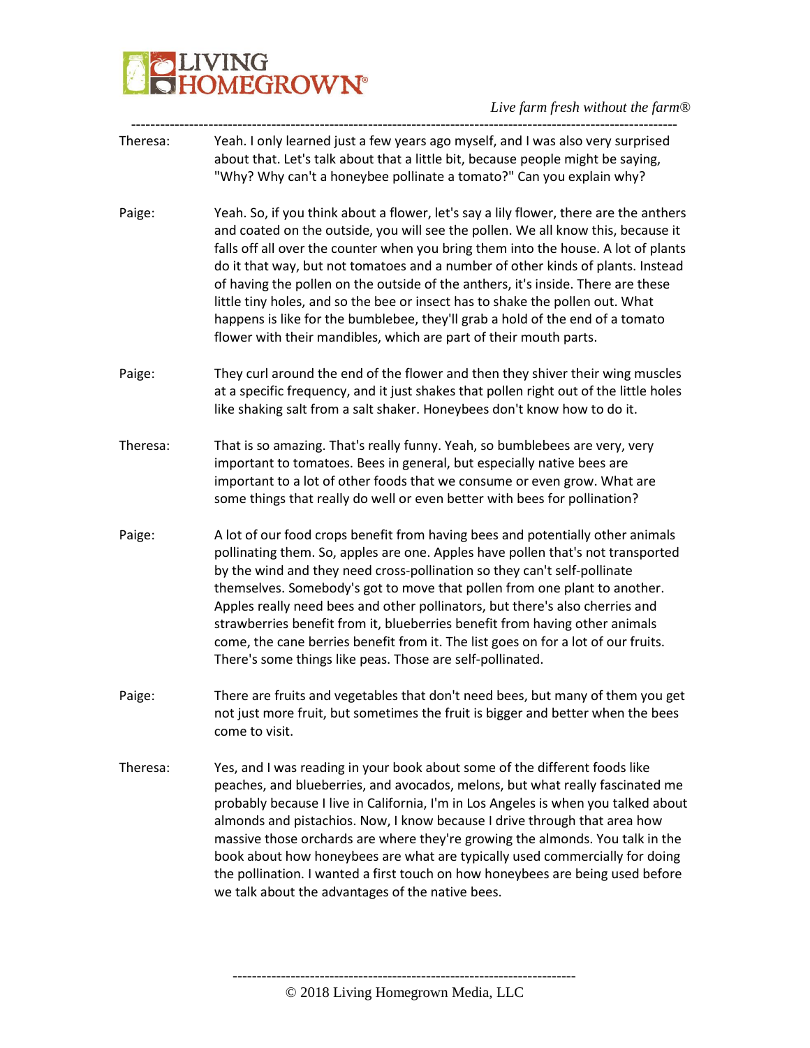Theresa: Yeah. I only learned just a few years ago myself, and I was also very surprised about that. Let's talk about that a little bit, because people might be saying, "Why? Why can't a honeybee pollinate a tomato?" Can you explain why?

Paige: Yeah. So, if you think about a flower, let's say a lily flower, there are the anthers and coated on the outside, you will see the pollen. We all know this, because it falls off all over the counter when you bring them into the house. A lot of plants do it that way, but not tomatoes and a number of other kinds of plants. Instead of having the pollen on the outside of the anthers, it's inside. There are these little tiny holes, and so the bee or insect has to shake the pollen out. What happens is like for the bumblebee, they'll grab a hold of the end of a tomato flower with their mandibles, which are part of their mouth parts.

Paige: They curl around the end of the flower and then they shiver their wing muscles at a specific frequency, and it just shakes that pollen right out of the little holes like shaking salt from a salt shaker. Honeybees don't know how to do it.

Theresa: That is so amazing. That's really funny. Yeah, so bumblebees are very, very important to tomatoes. Bees in general, but especially native bees are important to a lot of other foods that we consume or even grow. What are some things that really do well or even better with bees for pollination?

Paige: A lot of our food crops benefit from having bees and potentially other animals pollinating them. So, apples are one. Apples have pollen that's not transported by the wind and they need cross-pollination so they can't self-pollinate themselves. Somebody's got to move that pollen from one plant to another. Apples really need bees and other pollinators, but there's also cherries and strawberries benefit from it, blueberries benefit from having other animals come, the cane berries benefit from it. The list goes on for a lot of our fruits. There's some things like peas. Those are self-pollinated.

Paige: There are fruits and vegetables that don't need bees, but many of them you get not just more fruit, but sometimes the fruit is bigger and better when the bees come to visit.

Theresa: Yes, and I was reading in your book about some of the different foods like peaches, and blueberries, and avocados, melons, but what really fascinated me probably because I live in California, I'm in Los Angeles is when you talked about almonds and pistachios. Now, I know because I drive through that area how massive those orchards are where they're growing the almonds. You talk in the book about how honeybees are what are typically used commercially for doing the pollination. I wanted a first touch on how honeybees are being used before we talk about the advantages of the native bees.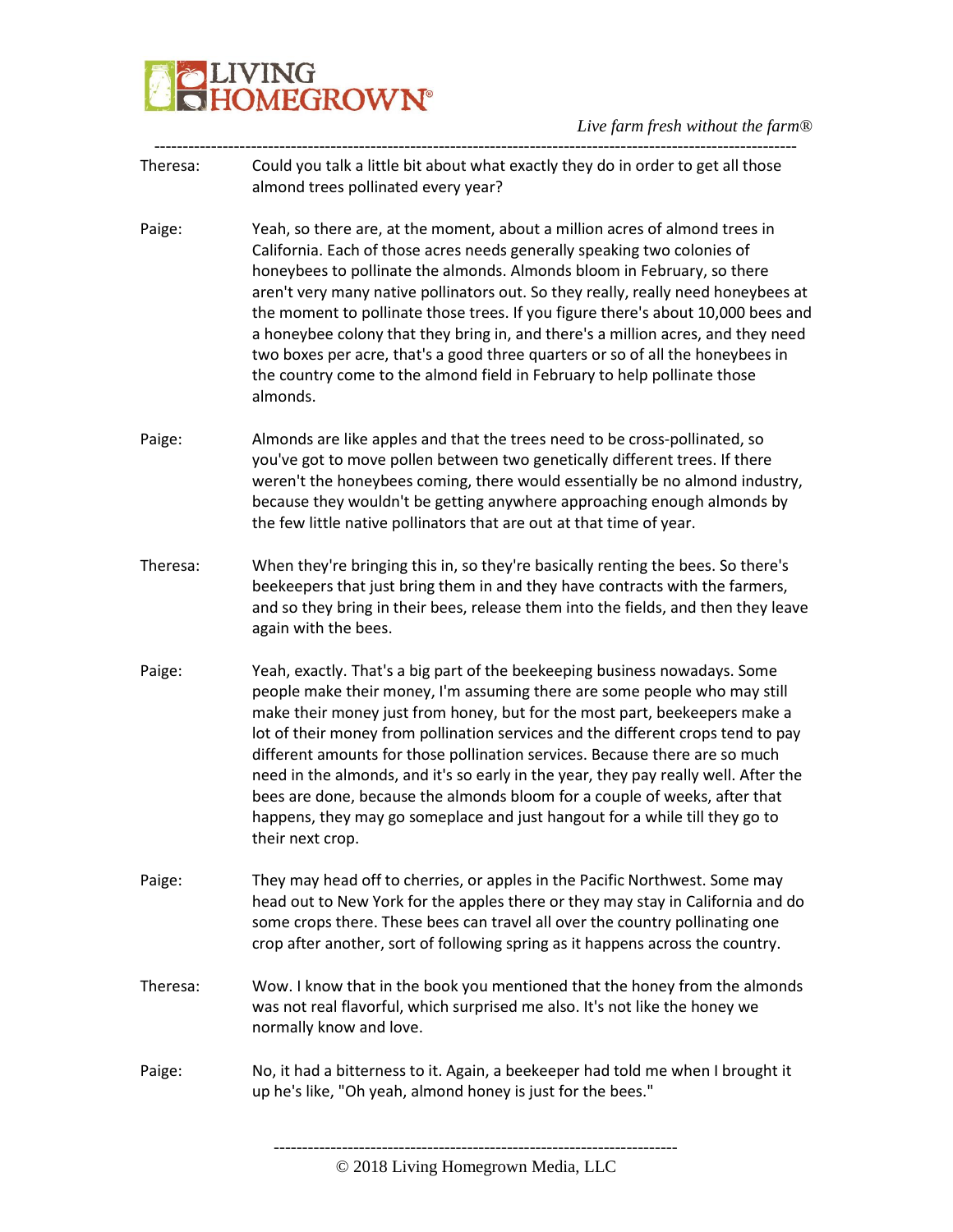Theresa: Could you talk a little bit about what exactly they do in order to get all those almond trees pollinated every year?

Paige: Yeah, so there are, at the moment, about a million acres of almond trees in California. Each of those acres needs generally speaking two colonies of honeybees to pollinate the almonds. Almonds bloom in February, so there aren't very many native pollinators out. So they really, really need honeybees at the moment to pollinate those trees. If you figure there's about 10,000 bees and a honeybee colony that they bring in, and there's a million acres, and they need two boxes per acre, that's a good three quarters or so of all the honeybees in the country come to the almond field in February to help pollinate those almonds.

Paige: Almonds are like apples and that the trees need to be cross-pollinated, so you've got to move pollen between two genetically different trees. If there weren't the honeybees coming, there would essentially be no almond industry, because they wouldn't be getting anywhere approaching enough almonds by the few little native pollinators that are out at that time of year.

Theresa: When they're bringing this in, so they're basically renting the bees. So there's beekeepers that just bring them in and they have contracts with the farmers, and so they bring in their bees, release them into the fields, and then they leave again with the bees.

Paige: Yeah, exactly. That's a big part of the beekeeping business nowadays. Some people make their money, I'm assuming there are some people who may still make their money just from honey, but for the most part, beekeepers make a lot of their money from pollination services and the different crops tend to pay different amounts for those pollination services. Because there are so much need in the almonds, and it's so early in the year, they pay really well. After the bees are done, because the almonds bloom for a couple of weeks, after that happens, they may go someplace and just hangout for a while till they go to their next crop.

Paige: They may head off to cherries, or apples in the Pacific Northwest. Some may head out to New York for the apples there or they may stay in California and do some crops there. These bees can travel all over the country pollinating one crop after another, sort of following spring as it happens across the country.

Theresa: Wow. I know that in the book you mentioned that the honey from the almonds was not real flavorful, which surprised me also. It's not like the honey we normally know and love.

Paige: No, it had a bitterness to it. Again, a beekeeper had told me when I brought it up he's like, "Oh yeah, almond honey is just for the bees."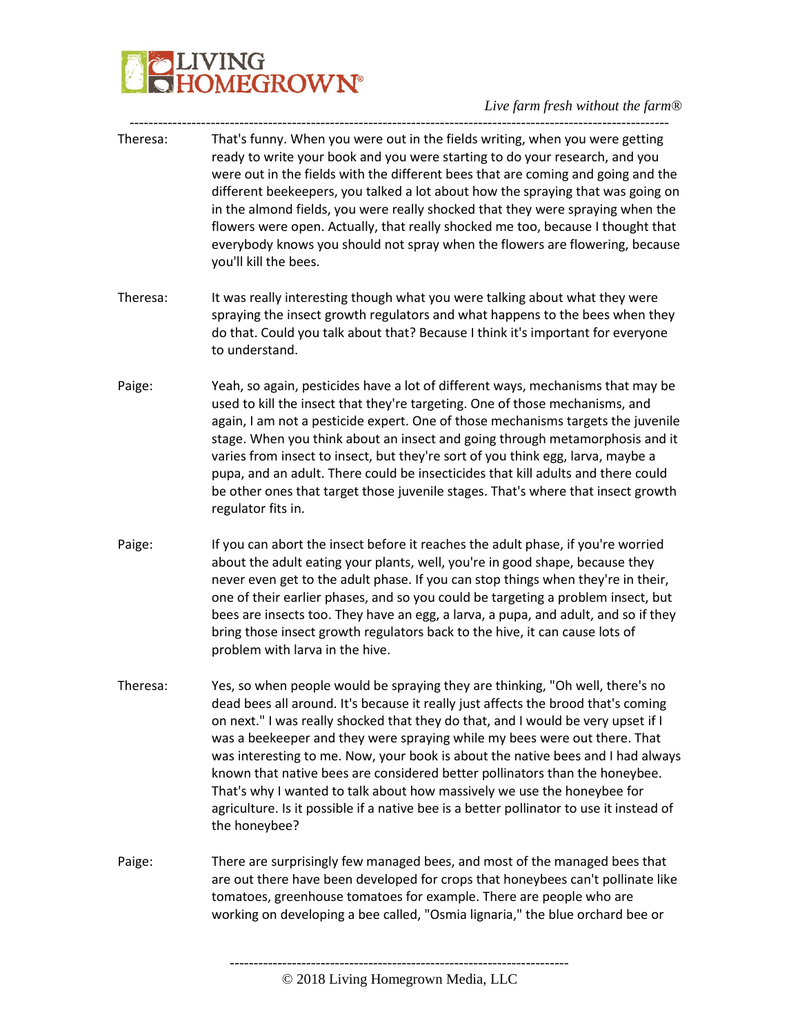Theresa: That's funny. When you were out in the fields writing, when you were getting ready to write your book and you were starting to do your research, and you were out in the fields with the different bees that are coming and going and the different beekeepers, you talked a lot about how the spraying that was going on in the almond fields, you were really shocked that they were spraying when the flowers were open. Actually, that really shocked me too, because I thought that everybody knows you should not spray when the flowers are flowering, because you'll kill the bees.

Theresa: It was really interesting though what you were talking about what they were spraying the insect growth regulators and what happens to the bees when they do that. Could you talk about that? Because I think it's important for everyone to understand.

Paige: Yeah, so again, pesticides have a lot of different ways, mechanisms that may be used to kill the insect that they're targeting. One of those mechanisms, and again, I am not a pesticide expert. One of those mechanisms targets the juvenile stage. When you think about an insect and going through metamorphosis and it varies from insect to insect, but they're sort of you think egg, larva, maybe a pupa, and an adult. There could be insecticides that kill adults and there could be other ones that target those juvenile stages. That's where that insect growth regulator fits in.

Paige: If you can abort the insect before it reaches the adult phase, if you're worried about the adult eating your plants, well, you're in good shape, because they never even get to the adult phase. If you can stop things when they're in their, one of their earlier phases, and so you could be targeting a problem insect, but bees are insects too. They have an egg, a larva, a pupa, and adult, and so if they bring those insect growth regulators back to the hive, it can cause lots of problem with larva in the hive.

Theresa: Yes, so when people would be spraying they are thinking, "Oh well, there's no dead bees all around. It's because it really just affects the brood that's coming on next." I was really shocked that they do that, and I would be very upset if I was a beekeeper and they were spraying while my bees were out there. That was interesting to me. Now, your book is about the native bees and I had always known that native bees are considered better pollinators than the honeybee. That's why I wanted to talk about how massively we use the honeybee for agriculture. Is it possible if a native bee is a better pollinator to use it instead of the honeybee?

Paige: There are surprisingly few managed bees, and most of the managed bees that are out there have been developed for crops that honeybees can't pollinate like tomatoes, greenhouse tomatoes for example. There are people who are working on developing a bee called, "Osmia lignaria," the blue orchard bee or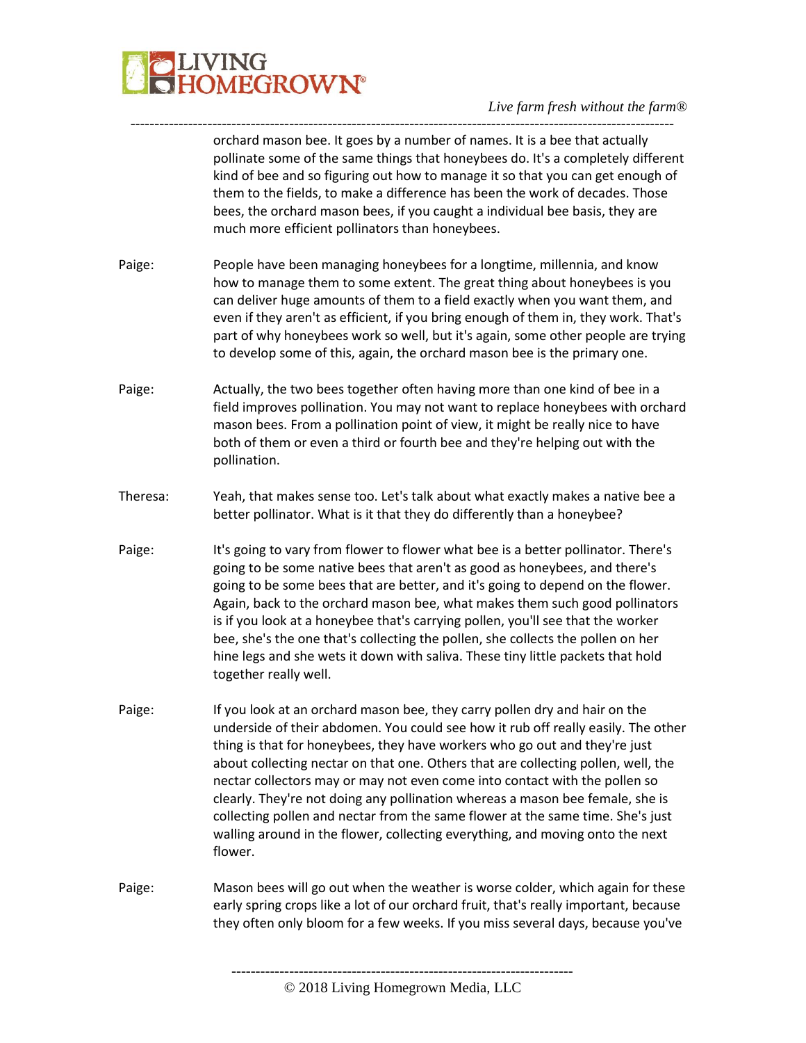orchard mason bee. It goes by a number of names. It is a bee that actually pollinate some of the same things that honeybees do. It's a completely different kind of bee and so figuring out how to manage it so that you can get enough of them to the fields, to make a difference has been the work of decades. Those bees, the orchard mason bees, if you caught a individual bee basis, they are much more efficient pollinators than honeybees.

Paige: People have been managing honeybees for a longtime, millennia, and know how to manage them to some extent. The great thing about honeybees is you can deliver huge amounts of them to a field exactly when you want them, and even if they aren't as efficient, if you bring enough of them in, they work. That's part of why honeybees work so well, but it's again, some other people are trying to develop some of this, again, the orchard mason bee is the primary one.

Paige: Actually, the two bees together often having more than one kind of bee in a field improves pollination. You may not want to replace honeybees with orchard mason bees. From a pollination point of view, it might be really nice to have both of them or even a third or fourth bee and they're helping out with the pollination.

Theresa: Yeah, that makes sense too. Let's talk about what exactly makes a native bee a better pollinator. What is it that they do differently than a honeybee?

Paige: It's going to vary from flower to flower what bee is a better pollinator. There's going to be some native bees that aren't as good as honeybees, and there's going to be some bees that are better, and it's going to depend on the flower. Again, back to the orchard mason bee, what makes them such good pollinators is if you look at a honeybee that's carrying pollen, you'll see that the worker bee, she's the one that's collecting the pollen, she collects the pollen on her hine legs and she wets it down with saliva. These tiny little packets that hold together really well.

Paige: If you look at an orchard mason bee, they carry pollen dry and hair on the underside of their abdomen. You could see how it rub off really easily. The other thing is that for honeybees, they have workers who go out and they're just about collecting nectar on that one. Others that are collecting pollen, well, the nectar collectors may or may not even come into contact with the pollen so clearly. They're not doing any pollination whereas a mason bee female, she is collecting pollen and nectar from the same flower at the same time. She's just walling around in the flower, collecting everything, and moving onto the next flower.

Paige: Mason bees will go out when the weather is worse colder, which again for these early spring crops like a lot of our orchard fruit, that's really important, because they often only bloom for a few weeks. If you miss several days, because you've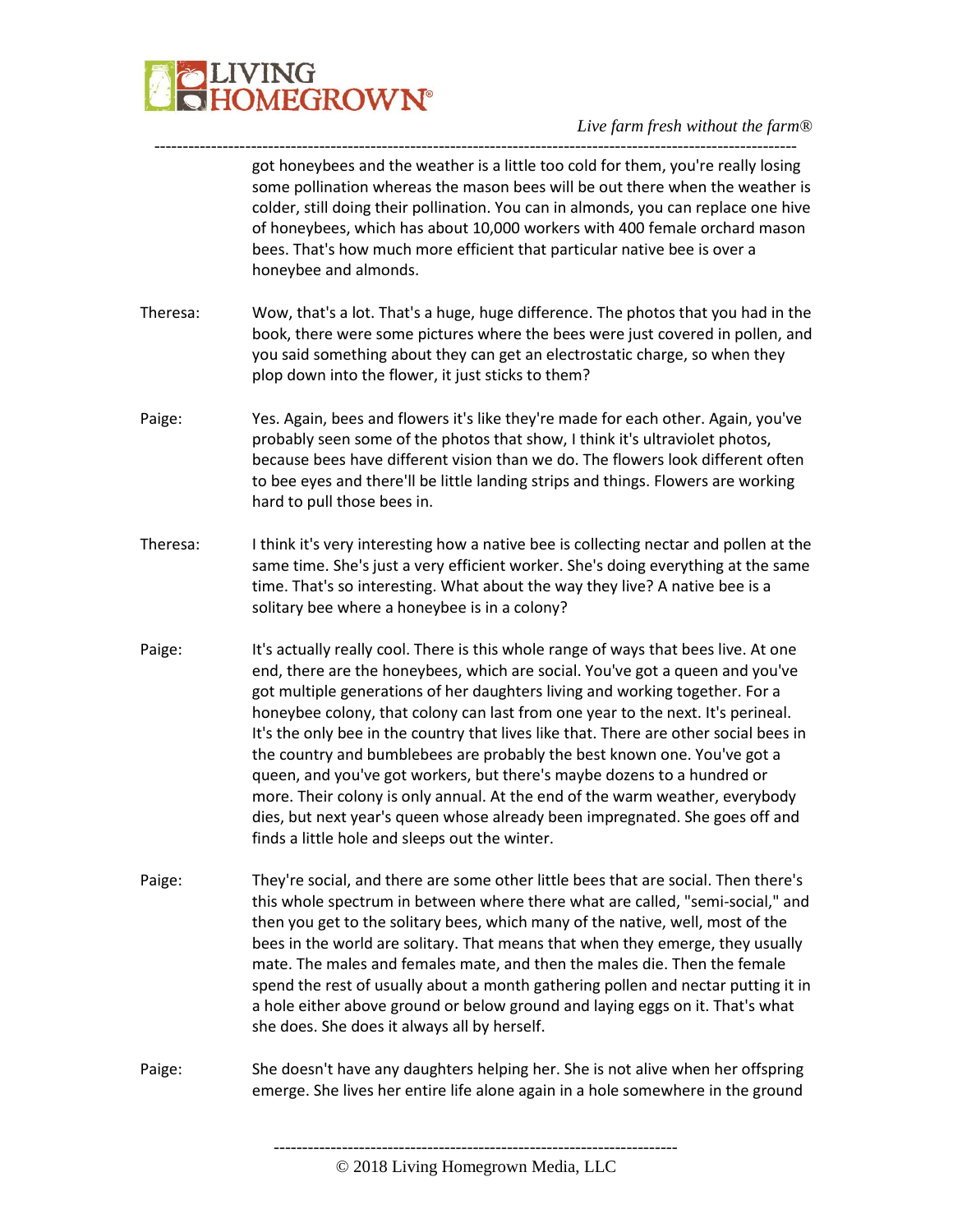got honeybees and the weather is a little too cold for them, you're really losing some pollination whereas the mason bees will be out there when the weather is colder, still doing their pollination. You can in almonds, you can replace one hive of honeybees, which has about 10,000 workers with 400 female orchard mason bees. That's how much more efficient that particular native bee is over a honeybee and almonds.

Theresa: Wow, that's a lot. That's a huge, huge difference. The photos that you had in the book, there were some pictures where the bees were just covered in pollen, and you said something about they can get an electrostatic charge, so when they plop down into the flower, it just sticks to them?

Paige: Yes. Again, bees and flowers it's like they're made for each other. Again, you've probably seen some of the photos that show, I think it's ultraviolet photos, because bees have different vision than we do. The flowers look different often to bee eyes and there'll be little landing strips and things. Flowers are working hard to pull those bees in.

Theresa: I think it's very interesting how a native bee is collecting nectar and pollen at the same time. She's just a very efficient worker. She's doing everything at the same time. That's so interesting. What about the way they live? A native bee is a solitary bee where a honeybee is in a colony?

Paige: It's actually really cool. There is this whole range of ways that bees live. At one end, there are the honeybees, which are social. You've got a queen and you've got multiple generations of her daughters living and working together. For a honeybee colony, that colony can last from one year to the next. It's perineal. It's the only bee in the country that lives like that. There are other social bees in the country and bumblebees are probably the best known one. You've got a queen, and you've got workers, but there's maybe dozens to a hundred or more. Their colony is only annual. At the end of the warm weather, everybody dies, but next year's queen whose already been impregnated. She goes off and finds a little hole and sleeps out the winter.

Paige: They're social, and there are some other little bees that are social. Then there's this whole spectrum in between where there what are called, "semi-social," and then you get to the solitary bees, which many of the native, well, most of the bees in the world are solitary. That means that when they emerge, they usually mate. The males and females mate, and then the males die. Then the female spend the rest of usually about a month gathering pollen and nectar putting it in a hole either above ground or below ground and laying eggs on it. That's what she does. She does it always all by herself.

Paige: She doesn't have any daughters helping her. She is not alive when her offspring emerge. She lives her entire life alone again in a hole somewhere in the ground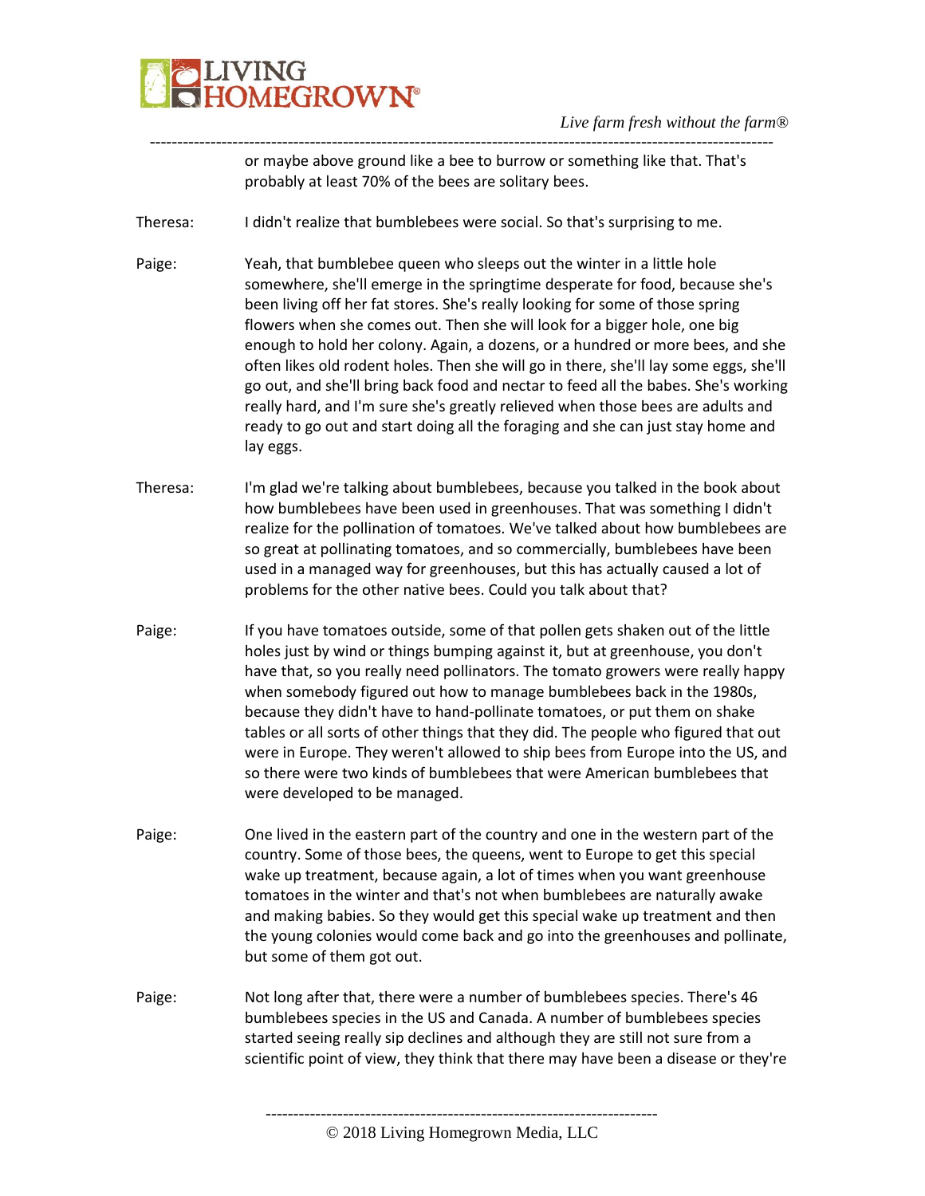or maybe above ground like a bee to burrow or something like that. That's probably at least 70% of the bees are solitary bees.

Theresa: I didn't realize that bumblebees were social. So that's surprising to me.

Paige: Yeah, that bumblebee queen who sleeps out the winter in a little hole somewhere, she'll emerge in the springtime desperate for food, because she's been living off her fat stores. She's really looking for some of those spring flowers when she comes out. Then she will look for a bigger hole, one big enough to hold her colony. Again, a dozens, or a hundred or more bees, and she often likes old rodent holes. Then she will go in there, she'll lay some eggs, she'll go out, and she'll bring back food and nectar to feed all the babes. She's working really hard, and I'm sure she's greatly relieved when those bees are adults and ready to go out and start doing all the foraging and she can just stay home and lay eggs.

Theresa: I'm glad we're talking about bumblebees, because you talked in the book about how bumblebees have been used in greenhouses. That was something I didn't realize for the pollination of tomatoes. We've talked about how bumblebees are so great at pollinating tomatoes, and so commercially, bumblebees have been used in a managed way for greenhouses, but this has actually caused a lot of problems for the other native bees. Could you talk about that?

Paige: If you have tomatoes outside, some of that pollen gets shaken out of the little holes just by wind or things bumping against it, but at greenhouse, you don't have that, so you really need pollinators. The tomato growers were really happy when somebody figured out how to manage bumblebees back in the 1980s, because they didn't have to hand-pollinate tomatoes, or put them on shake tables or all sorts of other things that they did. The people who figured that out were in Europe. They weren't allowed to ship bees from Europe into the US, and so there were two kinds of bumblebees that were American bumblebees that were developed to be managed.

Paige: One lived in the eastern part of the country and one in the western part of the country. Some of those bees, the queens, went to Europe to get this special wake up treatment, because again, a lot of times when you want greenhouse tomatoes in the winter and that's not when bumblebees are naturally awake and making babies. So they would get this special wake up treatment and then the young colonies would come back and go into the greenhouses and pollinate, but some of them got out.

Paige: Not long after that, there were a number of bumblebees species. There's 46 bumblebees species in the US and Canada. A number of bumblebees species started seeing really sip declines and although they are still not sure from a scientific point of view, they think that there may have been a disease or they're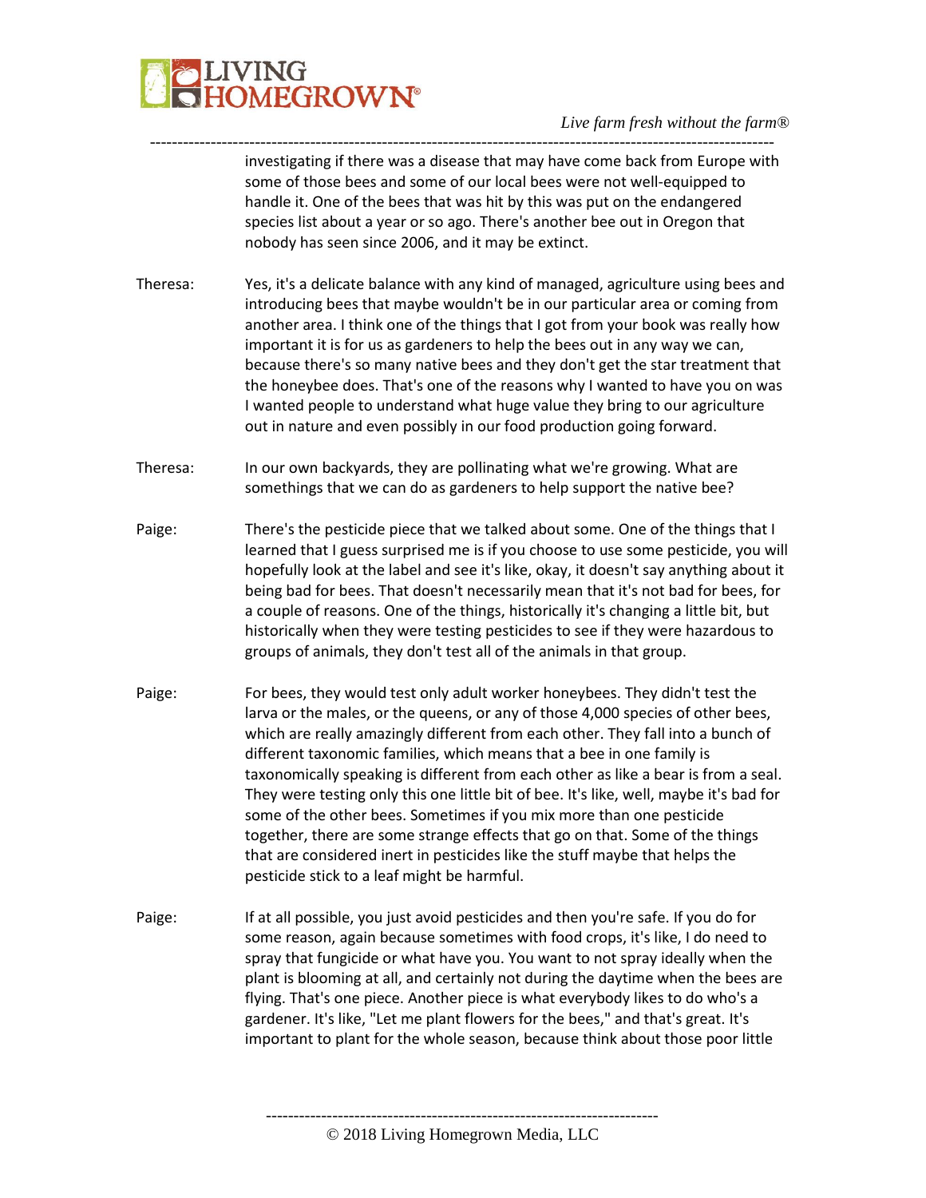investigating if there was a disease that may have come back from Europe with some of those bees and some of our local bees were not well-equipped to handle it. One of the bees that was hit by this was put on the endangered species list about a year or so ago. There's another bee out in Oregon that nobody has seen since 2006, and it may be extinct.

Theresa: Yes, it's a delicate balance with any kind of managed, agriculture using bees and introducing bees that maybe wouldn't be in our particular area or coming from another area. I think one of the things that I got from your book was really how important it is for us as gardeners to help the bees out in any way we can, because there's so many native bees and they don't get the star treatment that the honeybee does. That's one of the reasons why I wanted to have you on was I wanted people to understand what huge value they bring to our agriculture out in nature and even possibly in our food production going forward.

Theresa: In our own backyards, they are pollinating what we're growing. What are somethings that we can do as gardeners to help support the native bee?

Paige: There's the pesticide piece that we talked about some. One of the things that I learned that I guess surprised me is if you choose to use some pesticide, you will hopefully look at the label and see it's like, okay, it doesn't say anything about it being bad for bees. That doesn't necessarily mean that it's not bad for bees, for a couple of reasons. One of the things, historically it's changing a little bit, but historically when they were testing pesticides to see if they were hazardous to groups of animals, they don't test all of the animals in that group.

Paige: For bees, they would test only adult worker honeybees. They didn't test the larva or the males, or the queens, or any of those 4,000 species of other bees, which are really amazingly different from each other. They fall into a bunch of different taxonomic families, which means that a bee in one family is taxonomically speaking is different from each other as like a bear is from a seal. They were testing only this one little bit of bee. It's like, well, maybe it's bad for some of the other bees. Sometimes if you mix more than one pesticide together, there are some strange effects that go on that. Some of the things that are considered inert in pesticides like the stuff maybe that helps the pesticide stick to a leaf might be harmful.

Paige: If at all possible, you just avoid pesticides and then you're safe. If you do for some reason, again because sometimes with food crops, it's like, I do need to spray that fungicide or what have you. You want to not spray ideally when the plant is blooming at all, and certainly not during the daytime when the bees are flying. That's one piece. Another piece is what everybody likes to do who's a gardener. It's like, "Let me plant flowers for the bees," and that's great. It's important to plant for the whole season, because think about those poor little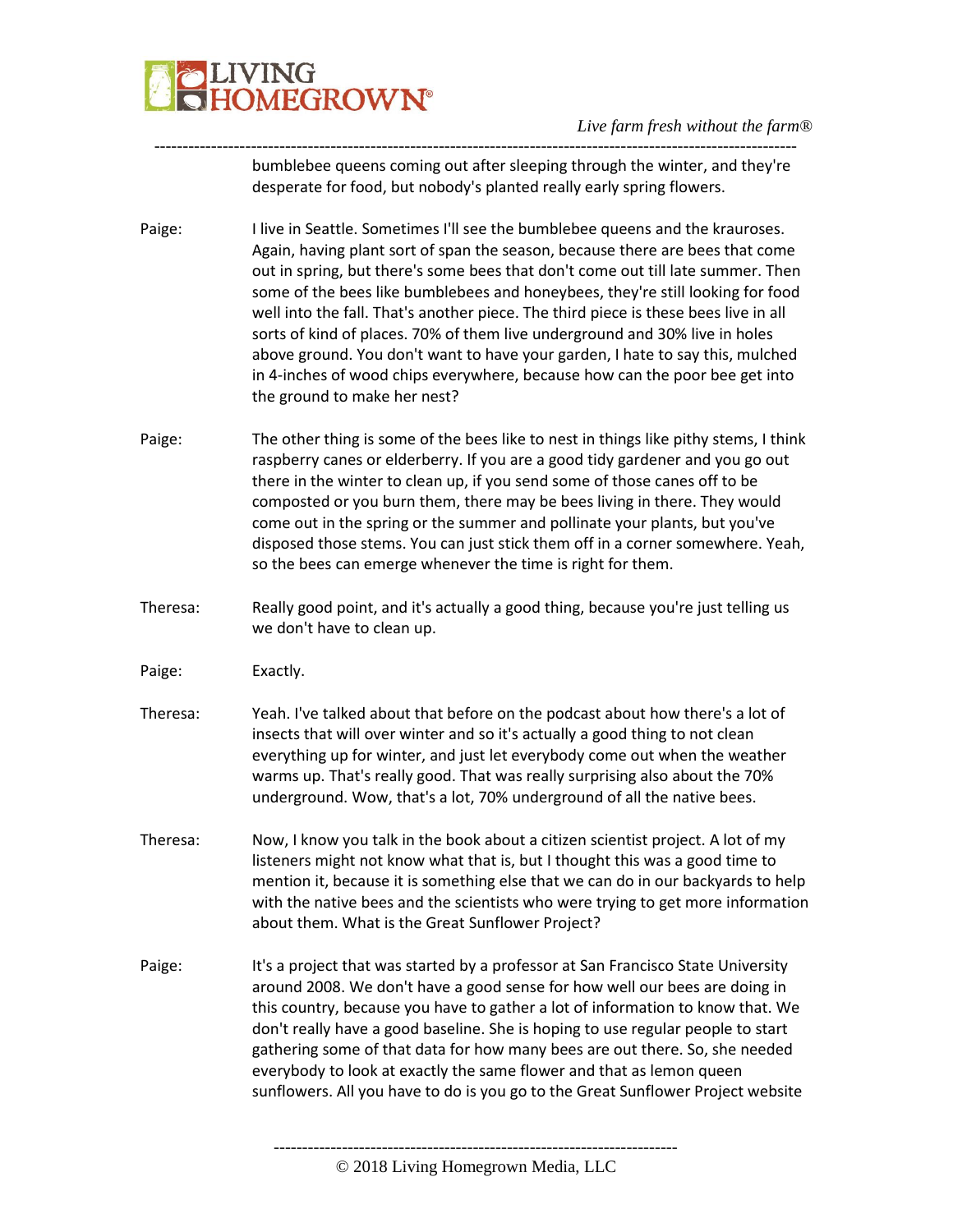bumblebee queens coming out after sleeping through the winter, and they're desperate for food, but nobody's planted really early spring flowers.

Paige: I live in Seattle. Sometimes I'll see the bumblebee queens and the krauroses. Again, having plant sort of span the season, because there are bees that come out in spring, but there's some bees that don't come out till late summer. Then some of the bees like bumblebees and honeybees, they're still looking for food well into the fall. That's another piece. The third piece is these bees live in all sorts of kind of places. 70% of them live underground and 30% live in holes above ground. You don't want to have your garden, I hate to say this, mulched in 4-inches of wood chips everywhere, because how can the poor bee get into the ground to make her nest?

Paige: The other thing is some of the bees like to nest in things like pithy stems, I think raspberry canes or elderberry. If you are a good tidy gardener and you go out there in the winter to clean up, if you send some of those canes off to be composted or you burn them, there may be bees living in there. They would come out in the spring or the summer and pollinate your plants, but you've disposed those stems. You can just stick them off in a corner somewhere. Yeah, so the bees can emerge whenever the time is right for them.

Theresa: Really good point, and it's actually a good thing, because you're just telling us we don't have to clean up.

Paige: Exactly.

Theresa: Yeah. I've talked about that before on the podcast about how there's a lot of insects that will over winter and so it's actually a good thing to not clean everything up for winter, and just let everybody come out when the weather warms up. That's really good. That was really surprising also about the 70% underground. Wow, that's a lot, 70% underground of all the native bees.

Theresa: Now, I know you talk in the book about a citizen scientist project. A lot of my listeners might not know what that is, but I thought this was a good time to mention it, because it is something else that we can do in our backyards to help with the native bees and the scientists who were trying to get more information about them. What is the Great Sunflower Project?

Paige: It's a project that was started by a professor at San Francisco State University around 2008. We don't have a good sense for how well our bees are doing in this country, because you have to gather a lot of information to know that. We don't really have a good baseline. She is hoping to use regular people to start gathering some of that data for how many bees are out there. So, she needed everybody to look at exactly the same flower and that as lemon queen sunflowers. All you have to do is you go to the Great Sunflower Project website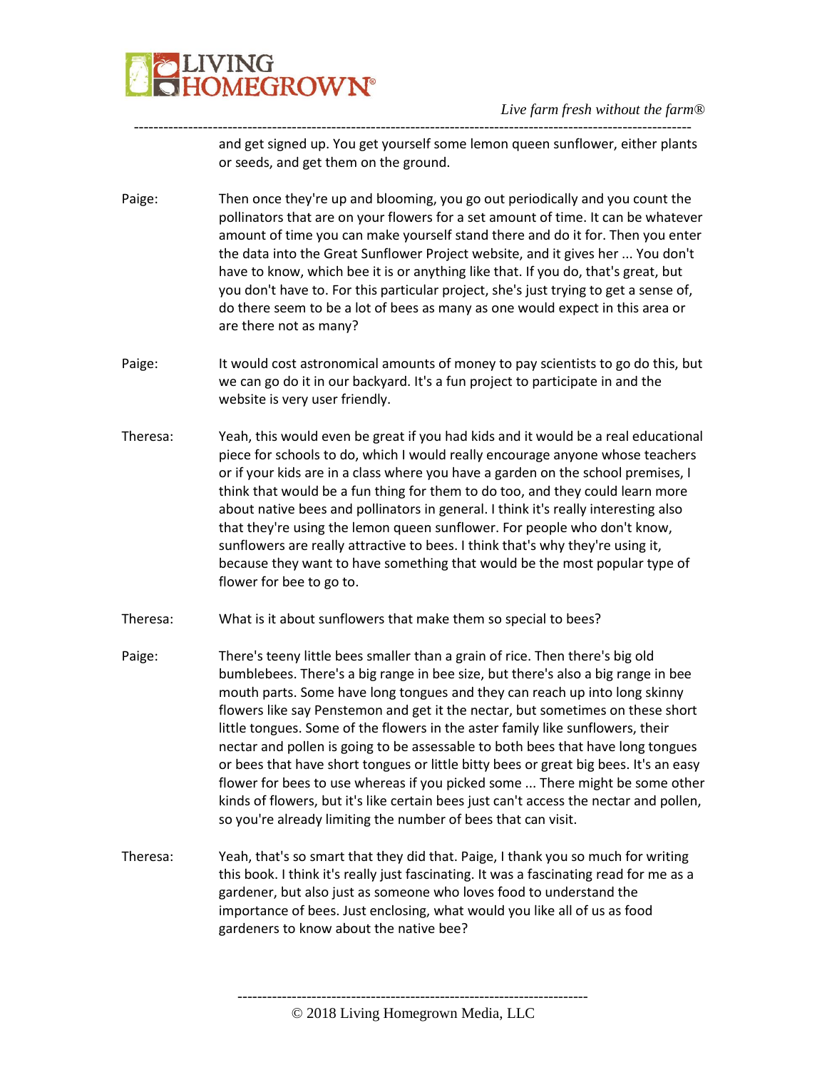and get signed up. You get yourself some lemon queen sunflower, either plants or seeds, and get them on the ground.

Paige: Then once they're up and blooming, you go out periodically and you count the pollinators that are on your flowers for a set amount of time. It can be whatever amount of time you can make yourself stand there and do it for. Then you enter the data into the Great Sunflower Project website, and it gives her ... You don't have to know, which bee it is or anything like that. If you do, that's great, but you don't have to. For this particular project, she's just trying to get a sense of, do there seem to be a lot of bees as many as one would expect in this area or are there not as many?

Paige: It would cost astronomical amounts of money to pay scientists to go do this, but we can go do it in our backyard. It's a fun project to participate in and the website is very user friendly.

Theresa: Yeah, this would even be great if you had kids and it would be a real educational piece for schools to do, which I would really encourage anyone whose teachers or if your kids are in a class where you have a garden on the school premises, I think that would be a fun thing for them to do too, and they could learn more about native bees and pollinators in general. I think it's really interesting also that they're using the lemon queen sunflower. For people who don't know, sunflowers are really attractive to bees. I think that's why they're using it, because they want to have something that would be the most popular type of flower for bee to go to.

Theresa: What is it about sunflowers that make them so special to bees?

Paige: There's teeny little bees smaller than a grain of rice. Then there's big old bumblebees. There's a big range in bee size, but there's also a big range in bee mouth parts. Some have long tongues and they can reach up into long skinny flowers like say Penstemon and get it the nectar, but sometimes on these short little tongues. Some of the flowers in the aster family like sunflowers, their nectar and pollen is going to be assessable to both bees that have long tongues or bees that have short tongues or little bitty bees or great big bees. It's an easy flower for bees to use whereas if you picked some ... There might be some other kinds of flowers, but it's like certain bees just can't access the nectar and pollen, so you're already limiting the number of bees that can visit.

Theresa: Yeah, that's so smart that they did that. Paige, I thank you so much for writing this book. I think it's really just fascinating. It was a fascinating read for me as a gardener, but also just as someone who loves food to understand the importance of bees. Just enclosing, what would you like all of us as food gardeners to know about the native bee?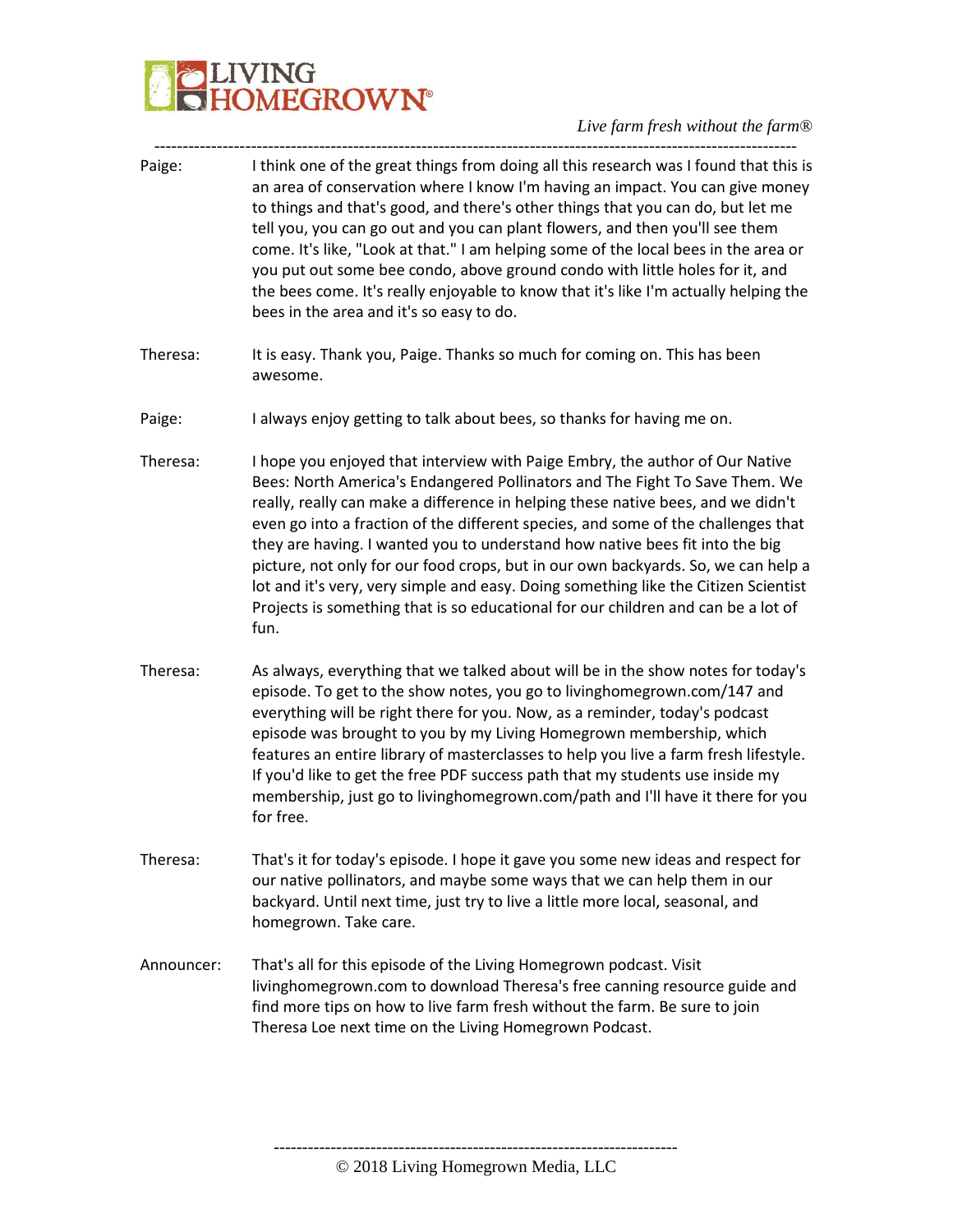Paige: I think one of the great things from doing all this research was I found that this is an area of conservation where I know I'm having an impact. You can give money to things and that's good, and there's other things that you can do, but let me tell you, you can go out and you can plant flowers, and then you'll see them come. It's like, "Look at that." I am helping some of the local bees in the area or you put out some bee condo, above ground condo with little holes for it, and the bees come. It's really enjoyable to know that it's like I'm actually helping the bees in the area and it's so easy to do.

Theresa: It is easy. Thank you, Paige. Thanks so much for coming on. This has been awesome.

Paige: I always enjoy getting to talk about bees, so thanks for having me on.

Theresa: I hope you enjoyed that interview with Paige Embry, the author of Our Native Bees: North America's Endangered Pollinators and The Fight To Save Them. We really, really can make a difference in helping these native bees, and we didn't even go into a fraction of the different species, and some of the challenges that they are having. I wanted you to understand how native bees fit into the big picture, not only for our food crops, but in our own backyards. So, we can help a lot and it's very, very simple and easy. Doing something like the Citizen Scientist Projects is something that is so educational for our children and can be a lot of fun.

Theresa: As always, everything that we talked about will be in the show notes for today's episode. To get to the show notes, you go to livinghomegrown.com/147 and everything will be right there for you. Now, as a reminder, today's podcast episode was brought to you by my Living Homegrown membership, which features an entire library of masterclasses to help you live a farm fresh lifestyle. If you'd like to get the free PDF success path that my students use inside my membership, just go to livinghomegrown.com/path and I'll have it there for you for free.

Theresa: That's it for today's episode. I hope it gave you some new ideas and respect for our native pollinators, and maybe some ways that we can help them in our backyard. Until next time, just try to live a little more local, seasonal, and homegrown. Take care.

Announcer: That's all for this episode of the Living Homegrown podcast. Visit livinghomegrown.com to download Theresa's free canning resource guide and find more tips on how to live farm fresh without the farm. Be sure to join Theresa Loe next time on the Living Homegrown Podcast.